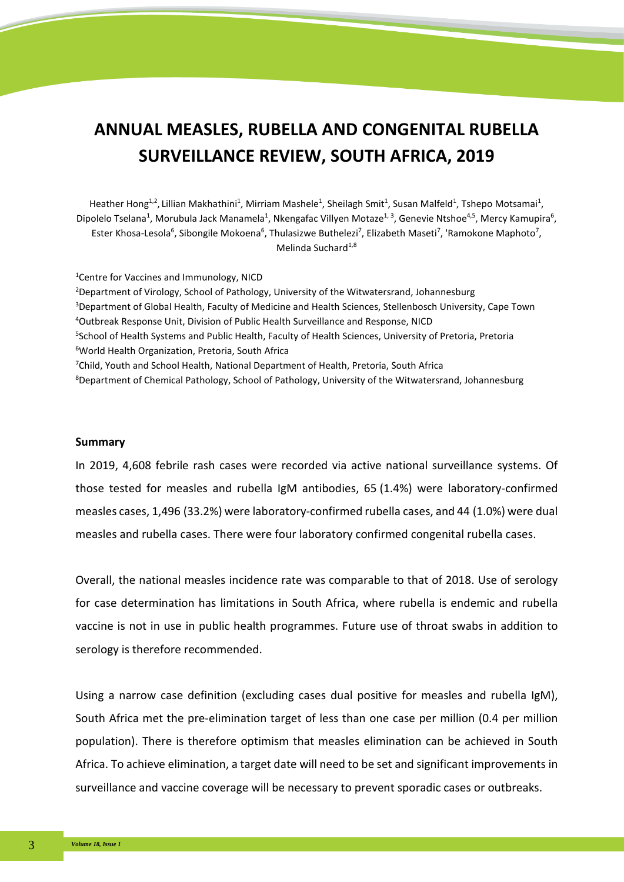# ANNUAL MEASLES, RUBELLA AND CONGENITAL RUBELLA SURVEILLANCE REVIEW, SOUTH AFRICA, 2019

Heather Hong[1,2], Lillian Makhathini[1], Mirriam Mashele[1], Sheilagh Smit[1], Susan Malfeld[1], Tshepo Motsamai[1], Dipolelo Tselana[1], Morubula Jack Manamela[1], Nkengafac Villyen Motaze[1,3], Genevie Ntshoe[4,5], Mercy Kamupira[6], Ester Khosa-Lesola[6], Sibongile Mokoena[6], Thulasizwe Buthelezi[7], Elizabeth Maseti[7], 'Ramokone Maphoto[7], Melinda Suchard[1,8]

[1]Centre for Vaccines and Immunology, NICD
[2]Department of Virology, School of Pathology, University of the Witwatersrand, Johannesburg
[3]Department of Global Health, Faculty of Medicine and Health Sciences, Stellenbosch University, Cape Town
[4]Outbreak Response Unit, Division of Public Health Surveillance and Response, NICD
[5]School of Health Systems and Public Health, Faculty of Health Sciences, University of Pretoria, Pretoria
[6]World Health Organization, Pretoria, South Africa
[7]Child, Youth and School Health, National Department of Health, Pretoria, South Africa
[8]Department of Chemical Pathology, School of Pathology, University of the Witwatersrand, Johannesburg

**Summary**

In 2019, 4,608 febrile rash cases were recorded via active national surveillance systems. Of those tested for measles and rubella IgM antibodies, 65 (1.4%) were laboratory-confirmed measles cases, 1,496 (33.2%) were laboratory-confirmed rubella cases, and 44 (1.0%) were dual measles and rubella cases. There were four laboratory confirmed congenital rubella cases.

Overall, the national measles incidence rate was comparable to that of 2018. Use of serology for case determination has limitations in South Africa, where rubella is endemic and rubella vaccine is not in use in public health programmes. Future use of throat swabs in addition to serology is therefore recommended.

Using a narrow case definition (excluding cases dual positive for measles and rubella IgM), South Africa met the pre-elimination target of less than one case per million (0.4 per million population). There is therefore optimism that measles elimination can be achieved in South Africa. To achieve elimination, a target date will need to be set and significant improvements in surveillance and vaccine coverage will be necessary to prevent sporadic cases or outbreaks.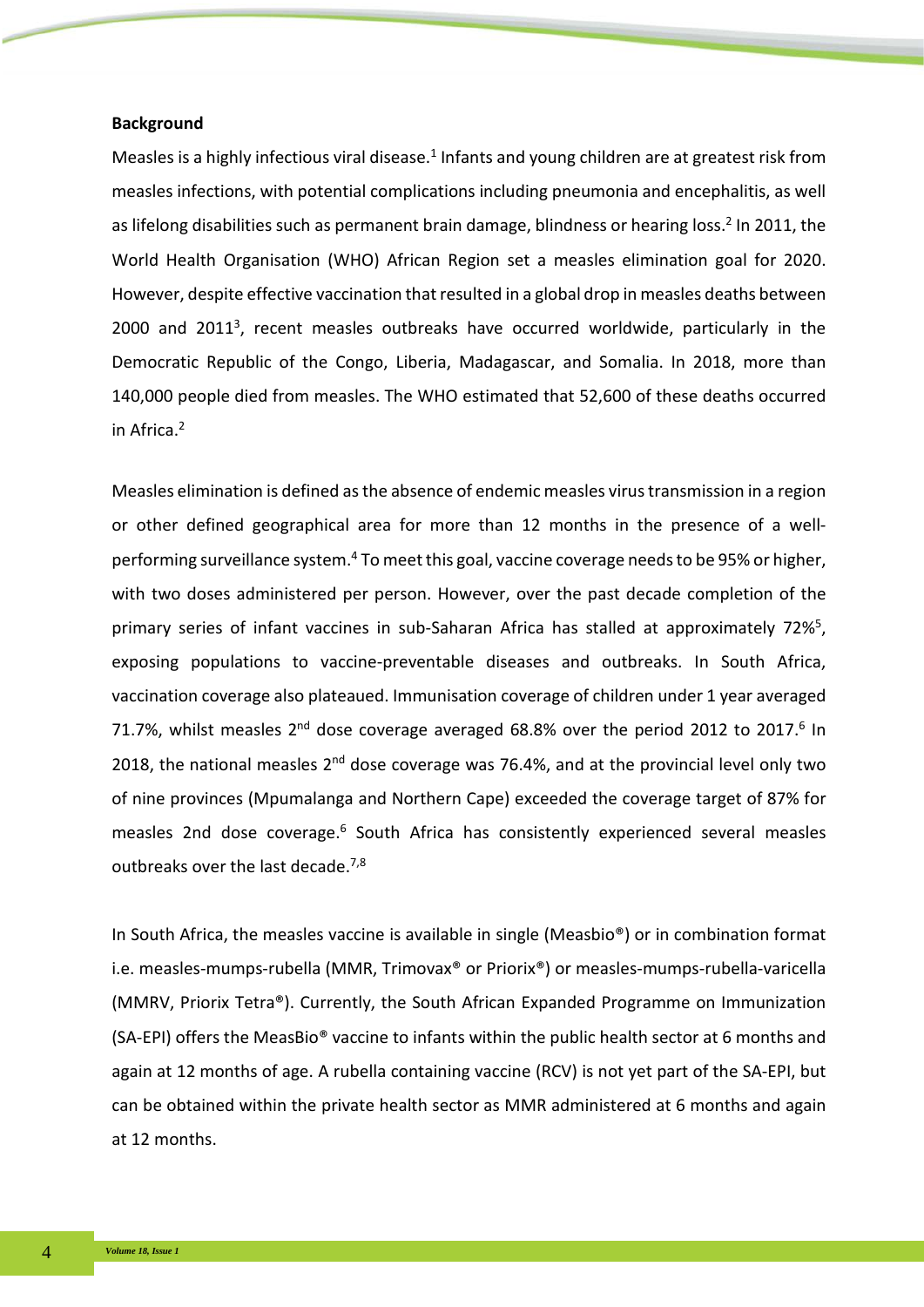**Background**

Measles is a highly infectious viral disease.[1] Infants and young children are at greatest risk from measles infections, with potential complications including pneumonia and encephalitis, as well as lifelong disabilities such as permanent brain damage, blindness or hearing loss.[2] In 2011, the World Health Organisation (WHO) African Region set a measles elimination goal for 2020. However, despite effective vaccination that resulted in a global drop in measles deaths between 2000 and 2011[3], recent measles outbreaks have occurred worldwide, particularly in the Democratic Republic of the Congo, Liberia, Madagascar, and Somalia. In 2018, more than 140,000 people died from measles. The WHO estimated that 52,600 of these deaths occurred in Africa.[2]

Measles elimination is defined as the absence of endemic measles virus transmission in a region or other defined geographical area for more than 12 months in the presence of a well-performing surveillance system.[4] To meet this goal, vaccine coverage needs to be 95% or higher, with two doses administered per person. However, over the past decade completion of the primary series of infant vaccines in sub-Saharan Africa has stalled at approximately 72%[5], exposing populations to vaccine-preventable diseases and outbreaks. In South Africa, vaccination coverage also plateaued. Immunisation coverage of children under 1 year averaged 71.7%, whilst measles 2nd dose coverage averaged 68.8% over the period 2012 to 2017.[6] In 2018, the national measles 2nd dose coverage was 76.4%, and at the provincial level only two of nine provinces (Mpumalanga and Northern Cape) exceeded the coverage target of 87% for measles 2nd dose coverage.[6] South Africa has consistently experienced several measles outbreaks over the last decade.[7,8]

In South Africa, the measles vaccine is available in single (Measbio®) or in combination format i.e. measles-mumps-rubella (MMR, Trimovax® or Priorix®) or measles-mumps-rubella-varicella (MMRV, Priorix Tetra®). Currently, the South African Expanded Programme on Immunization (SA-EPI) offers the MeasBio® vaccine to infants within the public health sector at 6 months and again at 12 months of age. A rubella containing vaccine (RCV) is not yet part of the SA-EPI, but can be obtained within the private health sector as MMR administered at 6 months and again at 12 months.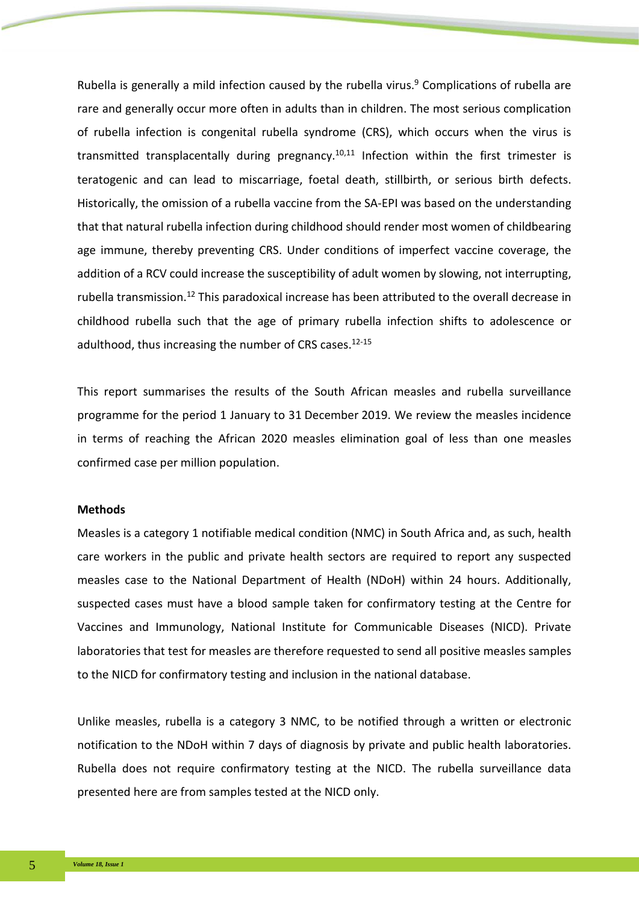Rubella is generally a mild infection caused by the rubella virus.[9] Complications of rubella are rare and generally occur more often in adults than in children. The most serious complication of rubella infection is congenital rubella syndrome (CRS), which occurs when the virus is transmitted transplacentally during pregnancy.[10,11] Infection within the first trimester is teratogenic and can lead to miscarriage, foetal death, stillbirth, or serious birth defects. Historically, the omission of a rubella vaccine from the SA-EPI was based on the understanding that that natural rubella infection during childhood should render most women of childbearing age immune, thereby preventing CRS. Under conditions of imperfect vaccine coverage, the addition of a RCV could increase the susceptibility of adult women by slowing, not interrupting, rubella transmission.[12] This paradoxical increase has been attributed to the overall decrease in childhood rubella such that the age of primary rubella infection shifts to adolescence or adulthood, thus increasing the number of CRS cases.[12-15]

This report summarises the results of the South African measles and rubella surveillance programme for the period 1 January to 31 December 2019. We review the measles incidence in terms of reaching the African 2020 measles elimination goal of less than one measles confirmed case per million population.

**Methods**

Measles is a category 1 notifiable medical condition (NMC) in South Africa and, as such, health care workers in the public and private health sectors are required to report any suspected measles case to the National Department of Health (NDoH) within 24 hours. Additionally, suspected cases must have a blood sample taken for confirmatory testing at the Centre for Vaccines and Immunology, National Institute for Communicable Diseases (NICD). Private laboratories that test for measles are therefore requested to send all positive measles samples to the NICD for confirmatory testing and inclusion in the national database.

Unlike measles, rubella is a category 3 NMC, to be notified through a written or electronic notification to the NDoH within 7 days of diagnosis by private and public health laboratories. Rubella does not require confirmatory testing at the NICD. The rubella surveillance data presented here are from samples tested at the NICD only.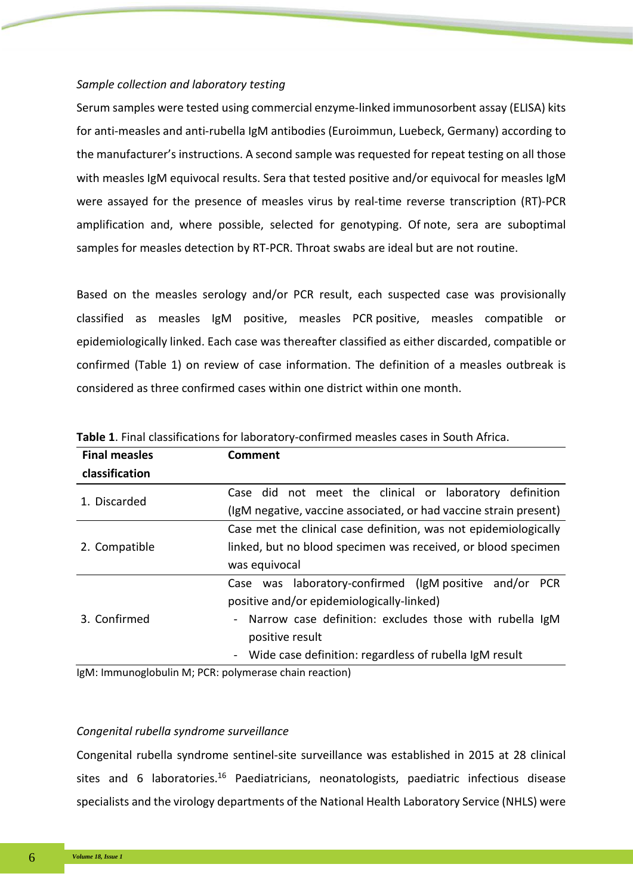*Sample collection and laboratory testing*

Serum samples were tested using commercial enzyme-linked immunosorbent assay (ELISA) kits for anti-measles and anti-rubella IgM antibodies (Euroimmun, Luebeck, Germany) according to the manufacturer's instructions. A second sample was requested for repeat testing on all those with measles IgM equivocal results. Sera that tested positive and/or equivocal for measles IgM were assayed for the presence of measles virus by real-time reverse transcription (RT)-PCR amplification and, where possible, selected for genotyping. Of note, sera are suboptimal samples for measles detection by RT-PCR. Throat swabs are ideal but are not routine.

Based on the measles serology and/or PCR result, each suspected case was provisionally classified as measles IgM positive, measles PCR positive, measles compatible or epidemiologically linked. Each case was thereafter classified as either discarded, compatible or confirmed (Table 1) on review of case information. The definition of a measles outbreak is considered as three confirmed cases within one district within one month.

**Table 1**. Final classifications for laboratory-confirmed measles cases in South Africa.

| Final measles classification | Comment |
|---|---|
| 1. Discarded | Case did not meet the clinical or laboratory definition (IgM negative, vaccine associated, or had vaccine strain present) |
| 2. Compatible | Case met the clinical case definition, was not epidemiologically linked, but no blood specimen was received, or blood specimen was equivocal |
| 3. Confirmed | Case was laboratory-confirmed (IgM positive and/or PCR positive and/or epidemiologically-linked)<br>- Narrow case definition: excludes those with rubella IgM positive result<br>- Wide case definition: regardless of rubella IgM result |

IgM: Immunoglobulin M; PCR: polymerase chain reaction)

*Congenital rubella syndrome surveillance*

Congenital rubella syndrome sentinel-site surveillance was established in 2015 at 28 clinical sites and 6 laboratories.[16] Paediatricians, neonatologists, paediatric infectious disease specialists and the virology departments of the National Health Laboratory Service (NHLS) were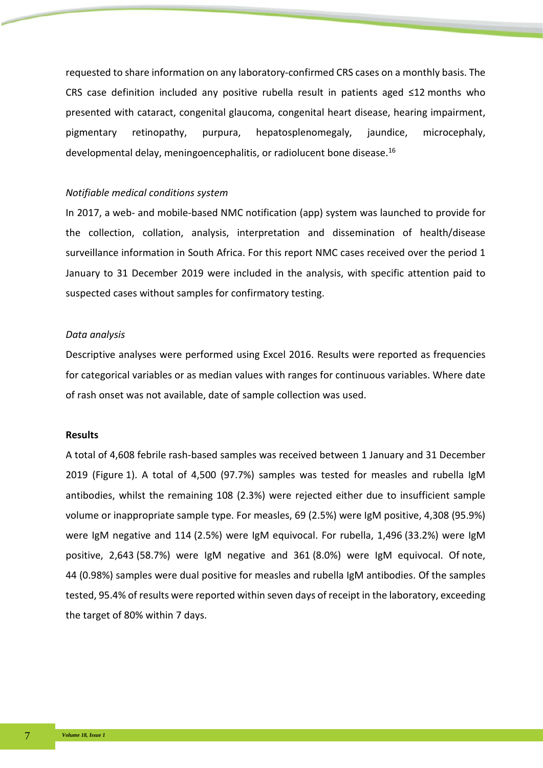requested to share information on any laboratory-confirmed CRS cases on a monthly basis. The CRS case definition included any positive rubella result in patients aged ≤12 months who presented with cataract, congenital glaucoma, congenital heart disease, hearing impairment, pigmentary retinopathy, purpura, hepatosplenomegaly, jaundice, microcephaly, developmental delay, meningoencephalitis, or radiolucent bone disease.[16]

*Notifiable medical conditions system*

In 2017, a web- and mobile-based NMC notification (app) system was launched to provide for the collection, collation, analysis, interpretation and dissemination of health/disease surveillance information in South Africa. For this report NMC cases received over the period 1 January to 31 December 2019 were included in the analysis, with specific attention paid to suspected cases without samples for confirmatory testing.

*Data analysis*

Descriptive analyses were performed using Excel 2016. Results were reported as frequencies for categorical variables or as median values with ranges for continuous variables. Where date of rash onset was not available, date of sample collection was used.

**Results**

A total of 4,608 febrile rash-based samples was received between 1 January and 31 December 2019 (Figure 1). A total of 4,500 (97.7%) samples was tested for measles and rubella IgM antibodies, whilst the remaining 108 (2.3%) were rejected either due to insufficient sample volume or inappropriate sample type. For measles, 69 (2.5%) were IgM positive, 4,308 (95.9%) were IgM negative and 114 (2.5%) were IgM equivocal. For rubella, 1,496 (33.2%) were IgM positive, 2,643 (58.7%) were IgM negative and 361 (8.0%) were IgM equivocal. Of note, 44 (0.98%) samples were dual positive for measles and rubella IgM antibodies. Of the samples tested, 95.4% of results were reported within seven days of receipt in the laboratory, exceeding the target of 80% within 7 days.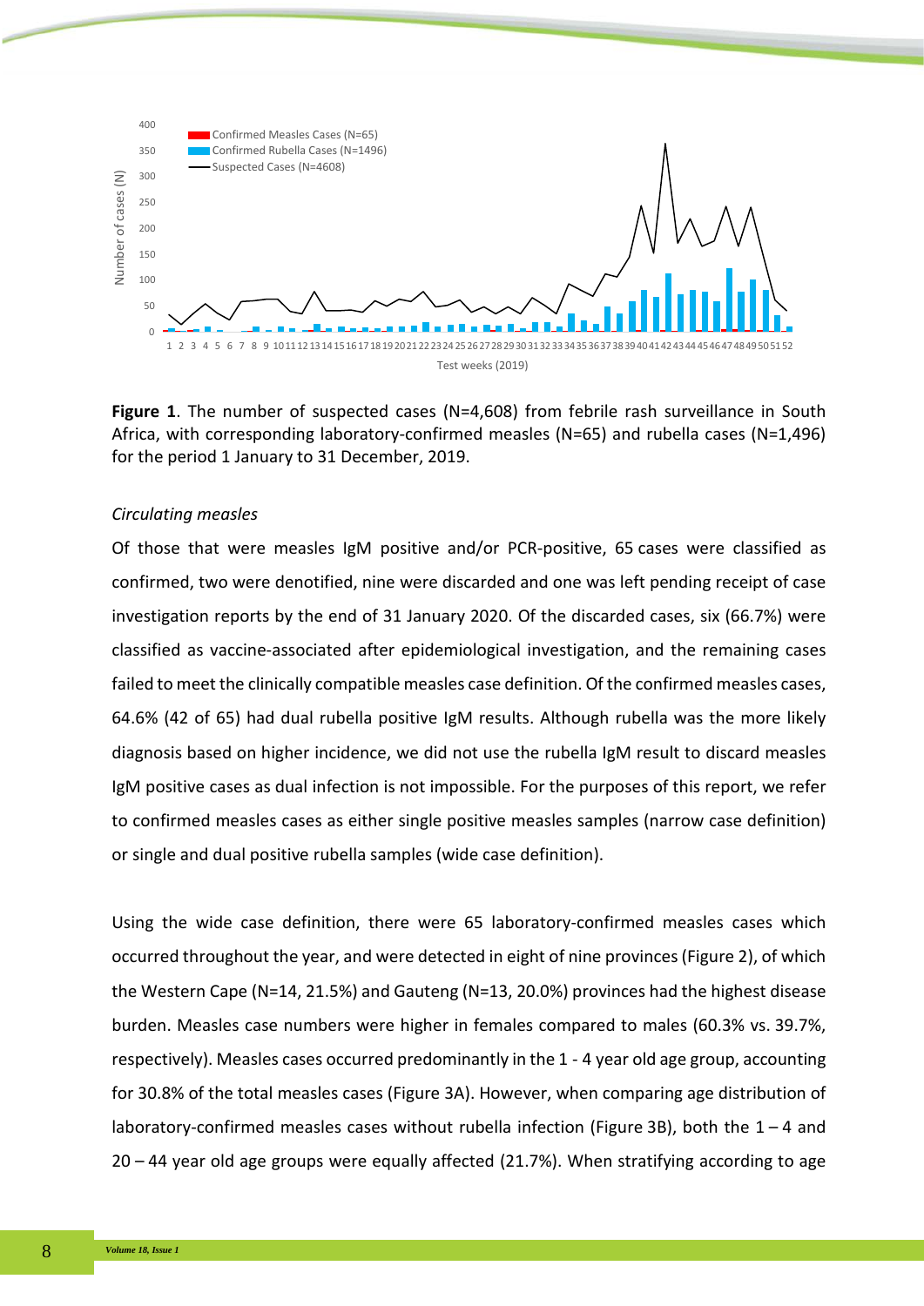**Figure 1**. The number of suspected cases (N=4,608) from febrile rash surveillance in South Africa, with corresponding laboratory-confirmed measles (N=65) and rubella cases (N=1,496) for the period 1 January to 31 December, 2019.

*Circulating measles*

Of those that were measles IgM positive and/or PCR-positive, 65 cases were classified as confirmed, two were denotified, nine were discarded and one was left pending receipt of case investigation reports by the end of 31 January 2020. Of the discarded cases, six (66.7%) were classified as vaccine-associated after epidemiological investigation, and the remaining cases failed to meet the clinically compatible measles case definition. Of the confirmed measles cases, 64.6% (42 of 65) had dual rubella positive IgM results. Although rubella was the more likely diagnosis based on higher incidence, we did not use the rubella IgM result to discard measles IgM positive cases as dual infection is not impossible. For the purposes of this report, we refer to confirmed measles cases as either single positive measles samples (narrow case definition) or single and dual positive rubella samples (wide case definition).

Using the wide case definition, there were 65 laboratory-confirmed measles cases which occurred throughout the year, and were detected in eight of nine provinces (Figure 2), of which the Western Cape (N=14, 21.5%) and Gauteng (N=13, 20.0%) provinces had the highest disease burden. Measles case numbers were higher in females compared to males (60.3% vs. 39.7%, respectively). Measles cases occurred predominantly in the 1 - 4 year old age group, accounting for 30.8% of the total measles cases (Figure 3A). However, when comparing age distribution of laboratory-confirmed measles cases without rubella infection (Figure 3B), both the 1 – 4 and 20 – 44 year old age groups were equally affected (21.7%). When stratifying according to age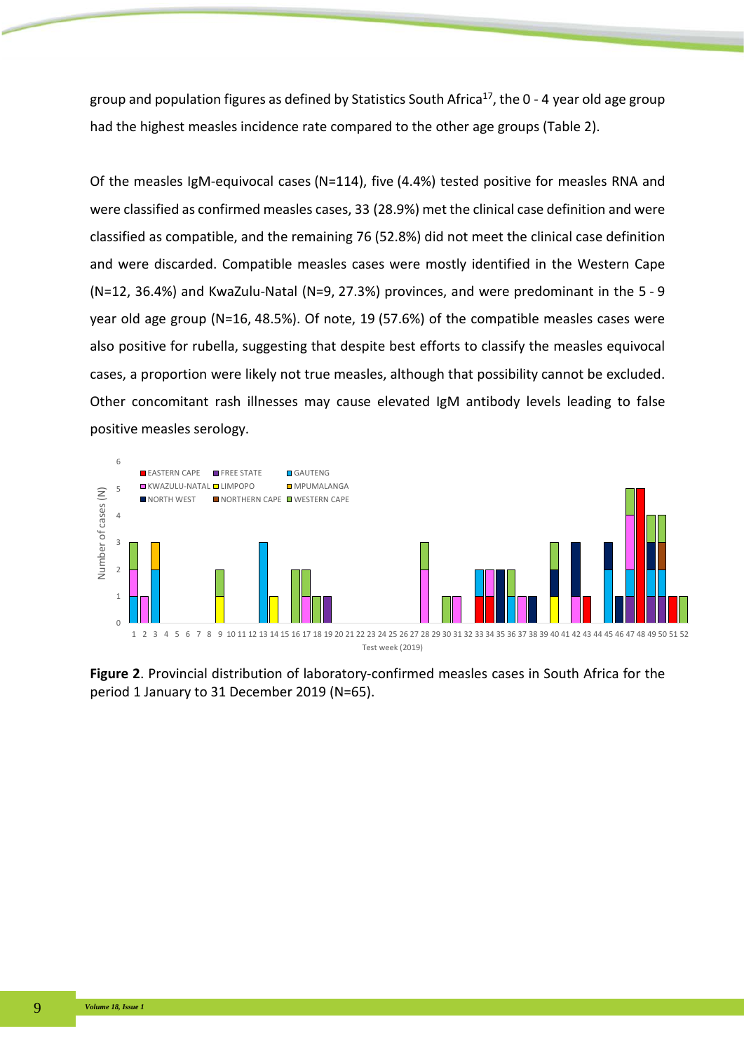group and population figures as defined by Statistics South Africa[17], the 0 - 4 year old age group had the highest measles incidence rate compared to the other age groups (Table 2).

Of the measles IgM-equivocal cases (N=114), five (4.4%) tested positive for measles RNA and were classified as confirmed measles cases, 33 (28.9%) met the clinical case definition and were classified as compatible, and the remaining 76 (52.8%) did not meet the clinical case definition and were discarded. Compatible measles cases were mostly identified in the Western Cape (N=12, 36.4%) and KwaZulu-Natal (N=9, 27.3%) provinces, and were predominant in the 5 - 9 year old age group (N=16, 48.5%). Of note, 19 (57.6%) of the compatible measles cases were also positive for rubella, suggesting that despite best efforts to classify the measles equivocal cases, a proportion were likely not true measles, although that possibility cannot be excluded. Other concomitant rash illnesses may cause elevated IgM antibody levels leading to false positive measles serology.

**Figure 2**. Provincial distribution of laboratory-confirmed measles cases in South Africa for the period 1 January to 31 December 2019 (N=65).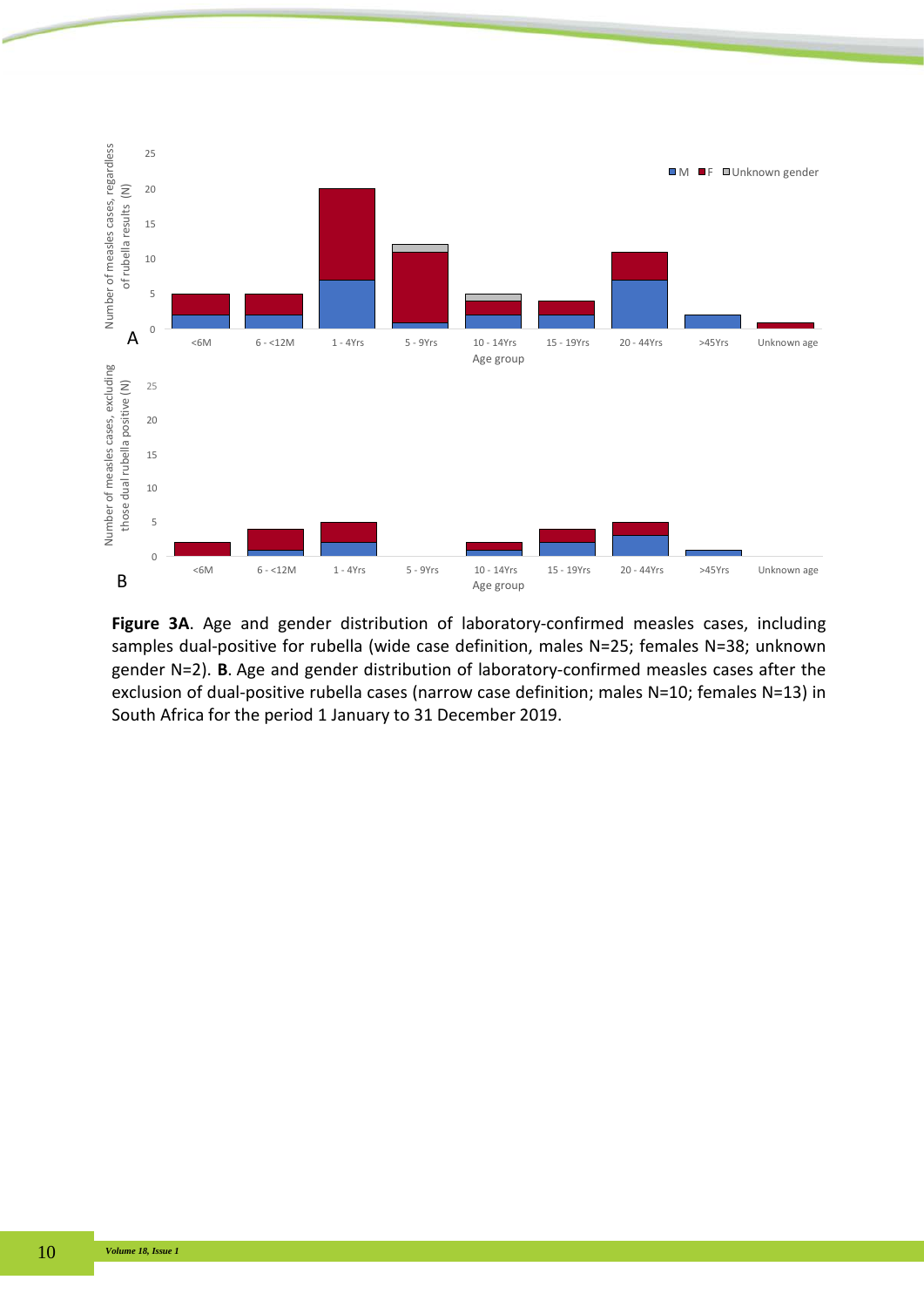**Figure 3A**. Age and gender distribution of laboratory-confirmed measles cases, including samples dual-positive for rubella (wide case definition, males N=25; females N=38; unknown gender N=2). **B**. Age and gender distribution of laboratory-confirmed measles cases after the exclusion of dual-positive rubella cases (narrow case definition; males N=10; females N=13) in South Africa for the period 1 January to 31 December 2019.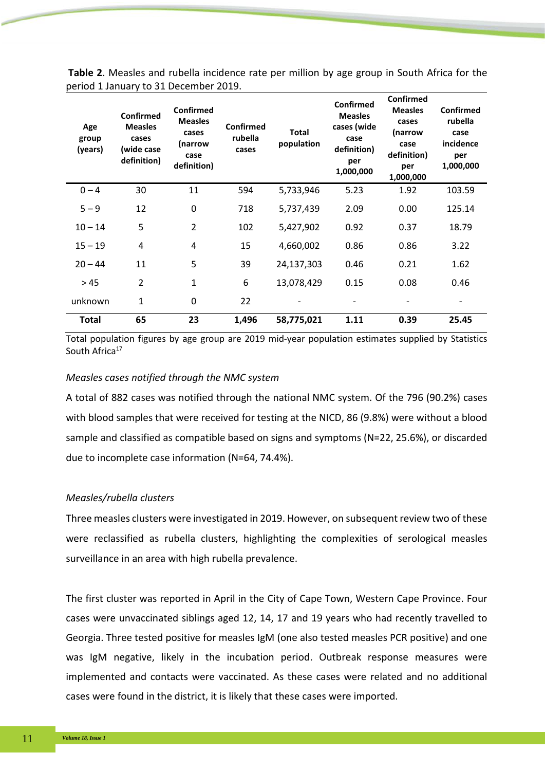**Table 2**. Measles and rubella incidence rate per million by age group in South Africa for the period 1 January to 31 December 2019.

| Age group (years) | Confirmed Measles cases (wide case definition) | Confirmed Measles cases (narrow case definition) | Confirmed rubella cases | Total population | Confirmed Measles cases (wide case definition) per 1,000,000 | Confirmed Measles cases (narrow case definition) per 1,000,000 | Confirmed rubella case incidence per 1,000,000 |
|---|---|---|---|---|---|---|---|
| 0 – 4 | 30 | 11 | 594 | 5,733,946 | 5.23 | 1.92 | 103.59 |
| 5 – 9 | 12 | 0 | 718 | 5,737,439 | 2.09 | 0.00 | 125.14 |
| 10 – 14 | 5 | 2 | 102 | 5,427,902 | 0.92 | 0.37 | 18.79 |
| 15 – 19 | 4 | 4 | 15 | 4,660,002 | 0.86 | 0.86 | 3.22 |
| 20 – 44 | 11 | 5 | 39 | 24,137,303 | 0.46 | 0.21 | 1.62 |
| > 45 | 2 | 1 | 6 | 13,078,429 | 0.15 | 0.08 | 0.46 |
| unknown | 1 | 0 | 22 | - | - | - | - |
| **Total** | **65** | **23** | **1,496** | **58,775,021** | **1.11** | **0.39** | **25.45** |

Total population figures by age group are 2019 mid-year population estimates supplied by Statistics South Africa[17]

*Measles cases notified through the NMC system*

A total of 882 cases was notified through the national NMC system. Of the 796 (90.2%) cases with blood samples that were received for testing at the NICD, 86 (9.8%) were without a blood sample and classified as compatible based on signs and symptoms (N=22, 25.6%), or discarded due to incomplete case information (N=64, 74.4%).

*Measles/rubella clusters*

Three measles clusters were investigated in 2019. However, on subsequent review two of these were reclassified as rubella clusters, highlighting the complexities of serological measles surveillance in an area with high rubella prevalence.

The first cluster was reported in April in the City of Cape Town, Western Cape Province. Four cases were unvaccinated siblings aged 12, 14, 17 and 19 years who had recently travelled to Georgia. Three tested positive for measles IgM (one also tested measles PCR positive) and one was IgM negative, likely in the incubation period. Outbreak response measures were implemented and contacts were vaccinated. As these cases were related and no additional cases were found in the district, it is likely that these cases were imported.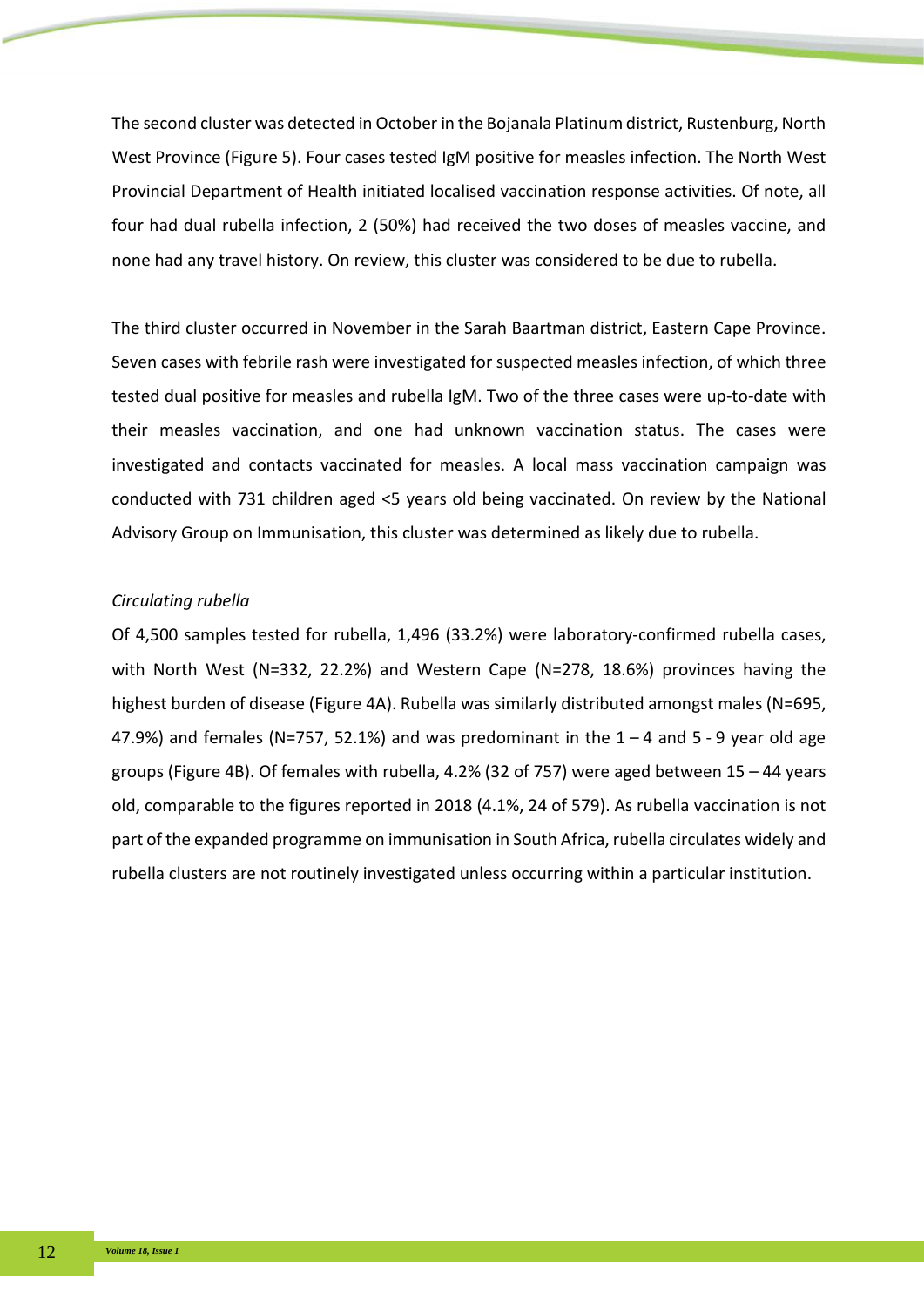The second cluster was detected in October in the Bojanala Platinum district, Rustenburg, North West Province (Figure 5). Four cases tested IgM positive for measles infection. The North West Provincial Department of Health initiated localised vaccination response activities. Of note, all four had dual rubella infection, 2 (50%) had received the two doses of measles vaccine, and none had any travel history. On review, this cluster was considered to be due to rubella.

The third cluster occurred in November in the Sarah Baartman district, Eastern Cape Province. Seven cases with febrile rash were investigated for suspected measles infection, of which three tested dual positive for measles and rubella IgM. Two of the three cases were up-to-date with their measles vaccination, and one had unknown vaccination status. The cases were investigated and contacts vaccinated for measles. A local mass vaccination campaign was conducted with 731 children aged <5 years old being vaccinated. On review by the National Advisory Group on Immunisation, this cluster was determined as likely due to rubella.

*Circulating rubella*

Of 4,500 samples tested for rubella, 1,496 (33.2%) were laboratory-confirmed rubella cases, with North West (N=332, 22.2%) and Western Cape (N=278, 18.6%) provinces having the highest burden of disease (Figure 4A). Rubella was similarly distributed amongst males (N=695, 47.9%) and females (N=757, 52.1%) and was predominant in the 1 – 4 and 5 - 9 year old age groups (Figure 4B). Of females with rubella, 4.2% (32 of 757) were aged between 15 – 44 years old, comparable to the figures reported in 2018 (4.1%, 24 of 579). As rubella vaccination is not part of the expanded programme on immunisation in South Africa, rubella circulates widely and rubella clusters are not routinely investigated unless occurring within a particular institution.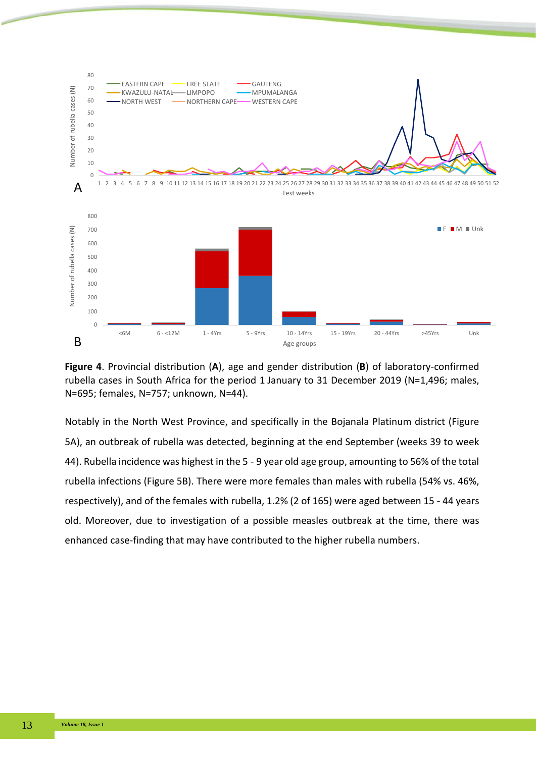**Figure 4**. Provincial distribution (**A**), age and gender distribution (**B**) of laboratory-confirmed rubella cases in South Africa for the period 1 January to 31 December 2019 (N=1,496; males, N=695; females, N=757; unknown, N=44).

Notably in the North West Province, and specifically in the Bojanala Platinum district (Figure 5A), an outbreak of rubella was detected, beginning at the end September (weeks 39 to week 44). Rubella incidence was highest in the 5 - 9 year old age group, amounting to 56% of the total rubella infections (Figure 5B). There were more females than males with rubella (54% vs. 46%, respectively), and of the females with rubella, 1.2% (2 of 165) were aged between 15 - 44 years old. Moreover, due to investigation of a possible measles outbreak at the time, there was enhanced case-finding that may have contributed to the higher rubella numbers.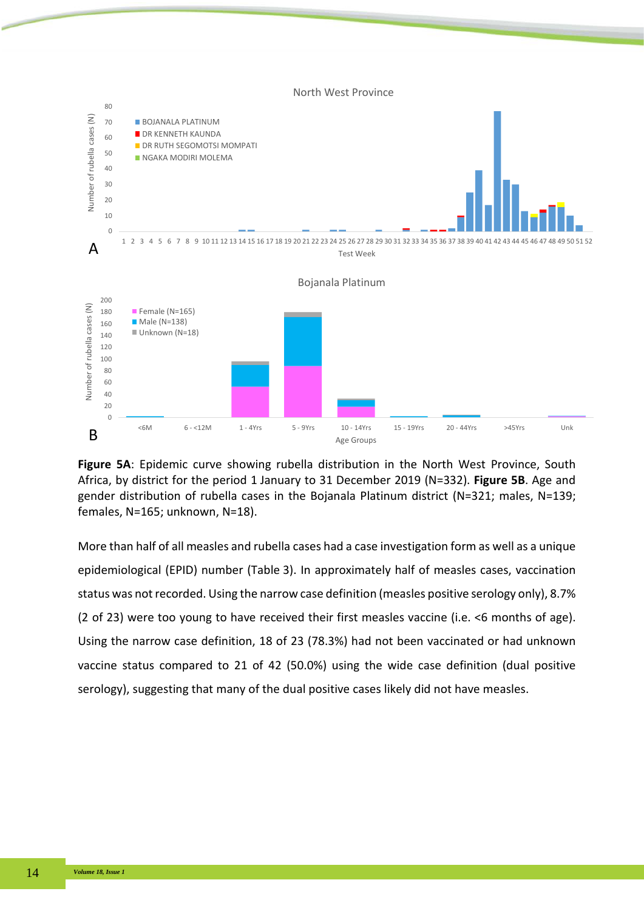**Figure 5A**: Epidemic curve showing rubella distribution in the North West Province, South Africa, by district for the period 1 January to 31 December 2019 (N=332). **Figure 5B**. Age and gender distribution of rubella cases in the Bojanala Platinum district (N=321; males, N=139; females, N=165; unknown, N=18).

More than half of all measles and rubella cases had a case investigation form as well as a unique epidemiological (EPID) number (Table 3). In approximately half of measles cases, vaccination status was not recorded. Using the narrow case definition (measles positive serology only), 8.7% (2 of 23) were too young to have received their first measles vaccine (i.e. <6 months of age). Using the narrow case definition, 18 of 23 (78.3%) had not been vaccinated or had unknown vaccine status compared to 21 of 42 (50.0%) using the wide case definition (dual positive serology), suggesting that many of the dual positive cases likely did not have measles.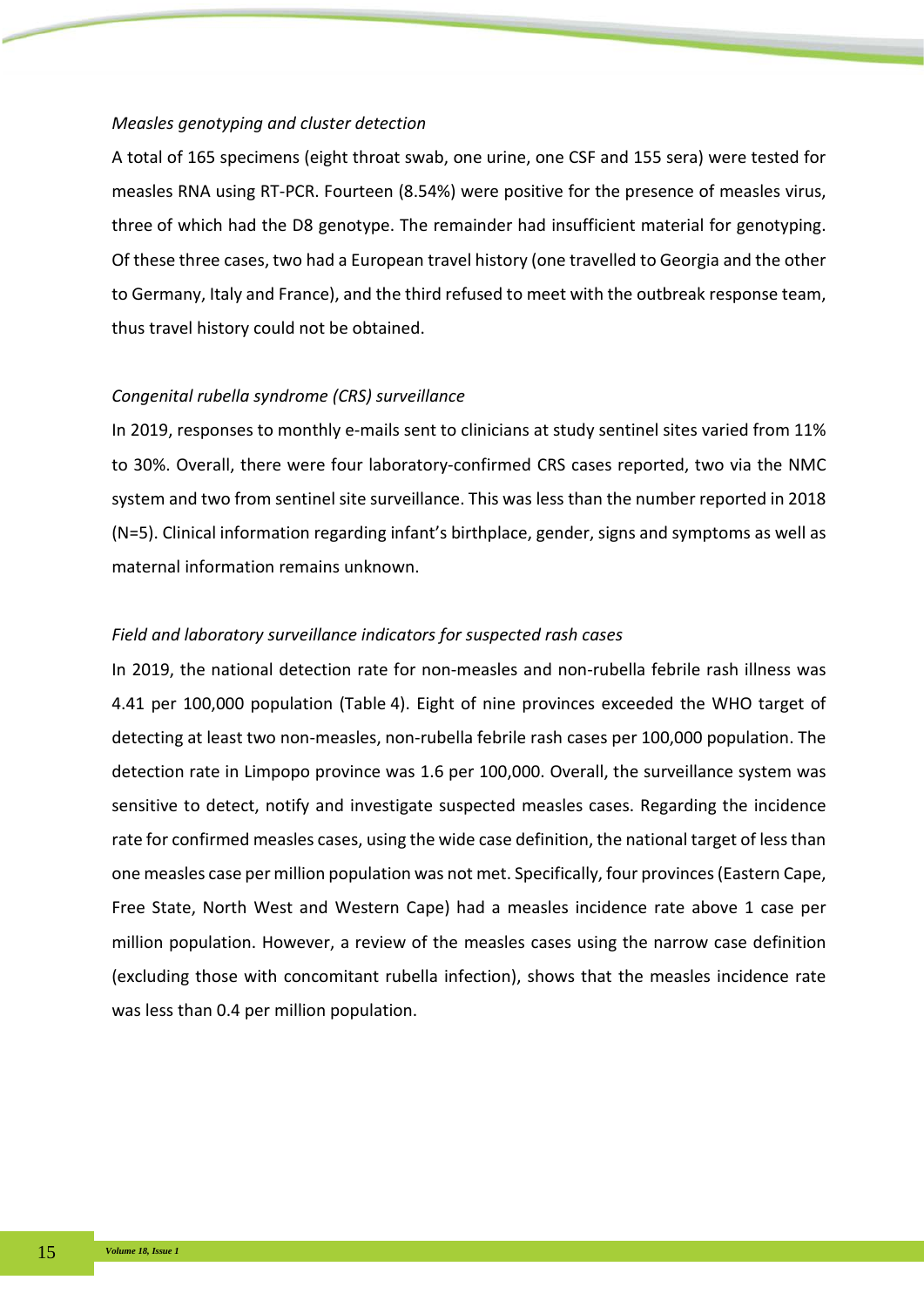*Measles genotyping and cluster detection*

A total of 165 specimens (eight throat swab, one urine, one CSF and 155 sera) were tested for measles RNA using RT-PCR. Fourteen (8.54%) were positive for the presence of measles virus, three of which had the D8 genotype. The remainder had insufficient material for genotyping. Of these three cases, two had a European travel history (one travelled to Georgia and the other to Germany, Italy and France), and the third refused to meet with the outbreak response team, thus travel history could not be obtained.

*Congenital rubella syndrome (CRS) surveillance*

In 2019, responses to monthly e-mails sent to clinicians at study sentinel sites varied from 11% to 30%. Overall, there were four laboratory-confirmed CRS cases reported, two via the NMC system and two from sentinel site surveillance. This was less than the number reported in 2018 (N=5). Clinical information regarding infant's birthplace, gender, signs and symptoms as well as maternal information remains unknown.

*Field and laboratory surveillance indicators for suspected rash cases*

In 2019, the national detection rate for non-measles and non-rubella febrile rash illness was 4.41 per 100,000 population (Table 4). Eight of nine provinces exceeded the WHO target of detecting at least two non-measles, non-rubella febrile rash cases per 100,000 population. The detection rate in Limpopo province was 1.6 per 100,000. Overall, the surveillance system was sensitive to detect, notify and investigate suspected measles cases. Regarding the incidence rate for confirmed measles cases, using the wide case definition, the national target of less than one measles case per million population was not met. Specifically, four provinces (Eastern Cape, Free State, North West and Western Cape) had a measles incidence rate above 1 case per million population. However, a review of the measles cases using the narrow case definition (excluding those with concomitant rubella infection), shows that the measles incidence rate was less than 0.4 per million population.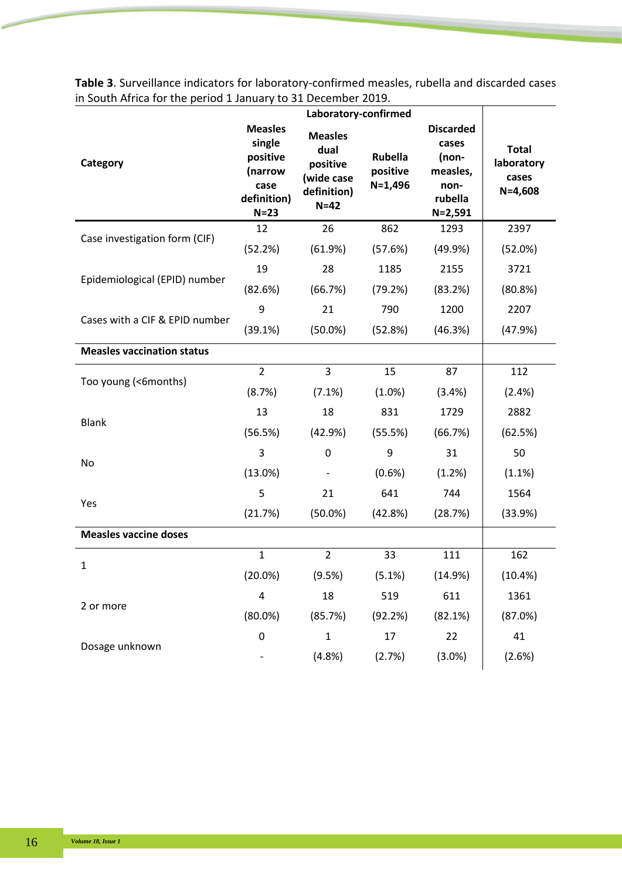**Table 3**. Surveillance indicators for laboratory-confirmed measles, rubella and discarded cases in South Africa for the period 1 January to 31 December 2019.

| Category | Laboratory-confirmed | | | | |
|---|---|---|---|---|---|
| | **Measles single positive (narrow case definition) N=23** | **Measles dual positive (wide case definition) N=42** | **Rubella positive N=1,496** | **Discarded cases (non-measles, non-rubella N=2,591** | **Total laboratory cases N=4,608** |
| Case investigation form (CIF) | 12 (52.2%) | 26 (61.9%) | 862 (57.6%) | 1293 (49.9%) | 2397 (52.0%) |
| Epidemiological (EPID) number | 19 (82.6%) | 28 (66.7%) | 1185 (79.2%) | 2155 (83.2%) | 3721 (80.8%) |
| Cases with a CIF & EPID number | 9 (39.1%) | 21 (50.0%) | 790 (52.8%) | 1200 (46.3%) | 2207 (47.9%) |
| **Measles vaccination status** | | | | | |
| Too young (<6months) | 2 (8.7%) | 3 (7.1%) | 15 (1.0%) | 87 (3.4%) | 112 (2.4%) |
| Blank | 13 (56.5%) | 18 (42.9%) | 831 (55.5%) | 1729 (66.7%) | 2882 (62.5%) |
| No | 3 (13.0%) | 0 - | 9 (0.6%) | 31 (1.2%) | 50 (1.1%) |
| Yes | 5 (21.7%) | 21 (50.0%) | 641 (42.8%) | 744 (28.7%) | 1564 (33.9%) |
| **Measles vaccine doses** | | | | | |
| 1 | 1 (20.0%) | 2 (9.5%) | 33 (5.1%) | 111 (14.9%) | 162 (10.4%) |
| 2 or more | 4 (80.0%) | 18 (85.7%) | 519 (92.2%) | 611 (82.1%) | 1361 (87.0%) |
| Dosage unknown | 0 - | 1 (4.8%) | 17 (2.7%) | 22 (3.0%) | 41 (2.6%) |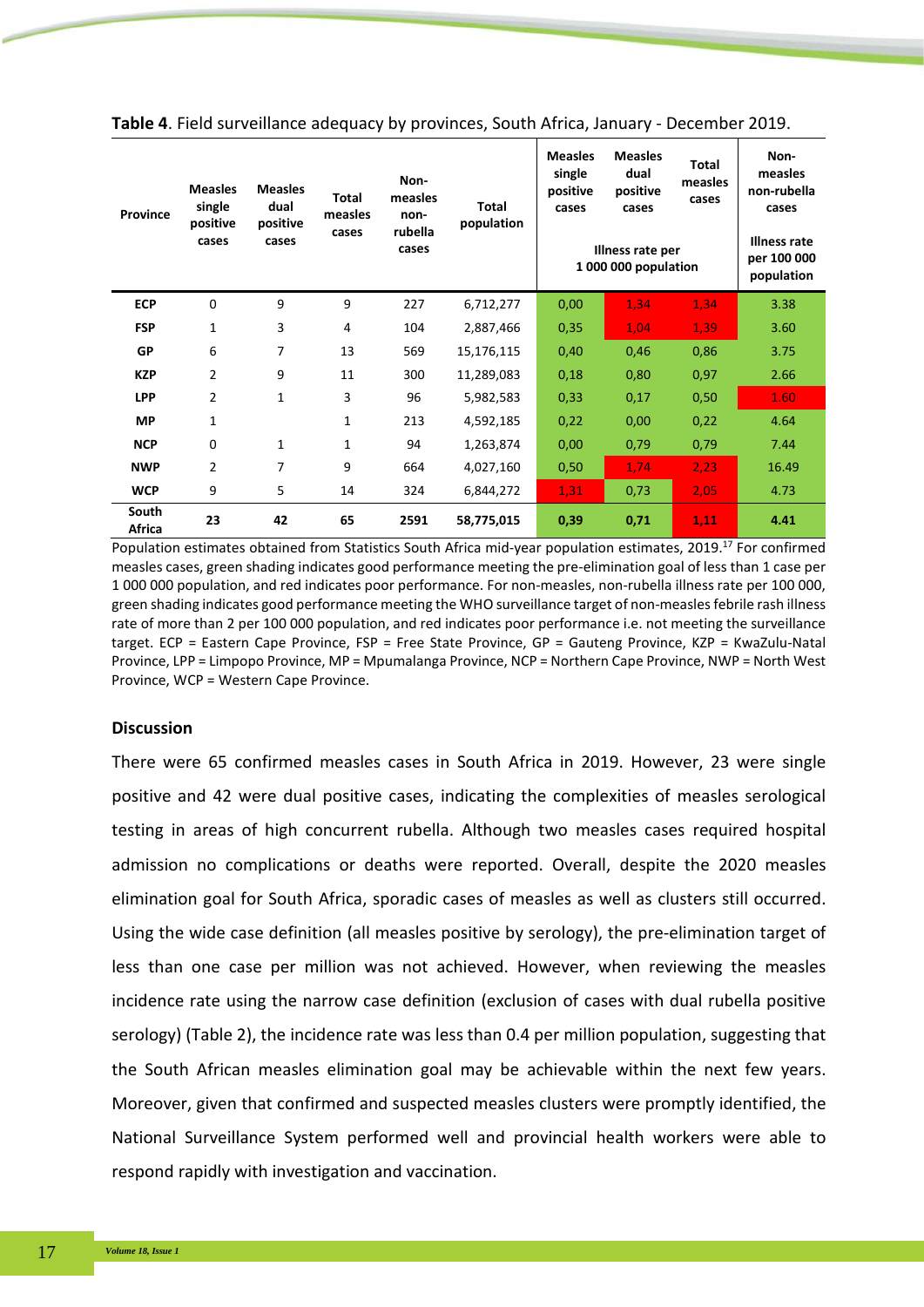**Table 4**. Field surveillance adequacy by provinces, South Africa, January - December 2019.

| Province | Measles single positive cases | Measles dual positive cases | Total measles cases | Non-measles non-rubella cases | Total population | Measles single positive cases | Measles dual positive cases | Total measles cases | Non-measles non-rubella cases |
|---|---|---|---|---|---|---|---|---|---|
| | | | | | | Illness rate per 1 000 000 population | | | Illness rate per 100 000 population |
| **ECP** | 0 | 9 | 9 | 227 | 6,712,277 | 0,00 | 1,34 | 1,34 | 3.38 |
| **FSP** | 1 | 3 | 4 | 104 | 2,887,466 | 0,35 | 1,04 | 1,39 | 3.60 |
| **GP** | 6 | 7 | 13 | 569 | 15,176,115 | 0,40 | 0,46 | 0,86 | 3.75 |
| **KZP** | 2 | 9 | 11 | 300 | 11,289,083 | 0,18 | 0,80 | 0,97 | 2.66 |
| **LPP** | 2 | 1 | 3 | 96 | 5,982,583 | 0,33 | 0,17 | 0,50 | 1.60 |
| **MP** | 1 | | 1 | 213 | 4,592,185 | 0,22 | 0,00 | 0,22 | 4.64 |
| **NCP** | 0 | 1 | 1 | 94 | 1,263,874 | 0,00 | 0,79 | 0,79 | 7.44 |
| **NWP** | 2 | 7 | 9 | 664 | 4,027,160 | 0,50 | 1,74 | 2,23 | 16.49 |
| **WCP** | 9 | 5 | 14 | 324 | 6,844,272 | 1,31 | 0,73 | 2,05 | 4.73 |
| **South Africa** | **23** | **42** | **65** | **2591** | **58,775,015** | **0,39** | **0,71** | **1,11** | **4.41** |

Population estimates obtained from Statistics South Africa mid-year population estimates, 2019.[17] For confirmed measles cases, green shading indicates good performance meeting the pre-elimination goal of less than 1 case per 1 000 000 population, and red indicates poor performance. For non-measles, non-rubella illness rate per 100 000, green shading indicates good performance meeting the WHO surveillance target of non-measles febrile rash illness rate of more than 2 per 100 000 population, and red indicates poor performance i.e. not meeting the surveillance target. ECP = Eastern Cape Province, FSP = Free State Province, GP = Gauteng Province, KZP = KwaZulu-Natal Province, LPP = Limpopo Province, MP = Mpumalanga Province, NCP = Northern Cape Province, NWP = North West Province, WCP = Western Cape Province.

## Discussion

There were 65 confirmed measles cases in South Africa in 2019. However, 23 were single positive and 42 were dual positive cases, indicating the complexities of measles serological testing in areas of high concurrent rubella. Although two measles cases required hospital admission no complications or deaths were reported. Overall, despite the 2020 measles elimination goal for South Africa, sporadic cases of measles as well as clusters still occurred. Using the wide case definition (all measles positive by serology), the pre-elimination target of less than one case per million was not achieved. However, when reviewing the measles incidence rate using the narrow case definition (exclusion of cases with dual rubella positive serology) (Table 2), the incidence rate was less than 0.4 per million population, suggesting that the South African measles elimination goal may be achievable within the next few years. Moreover, given that confirmed and suspected measles clusters were promptly identified, the National Surveillance System performed well and provincial health workers were able to respond rapidly with investigation and vaccination.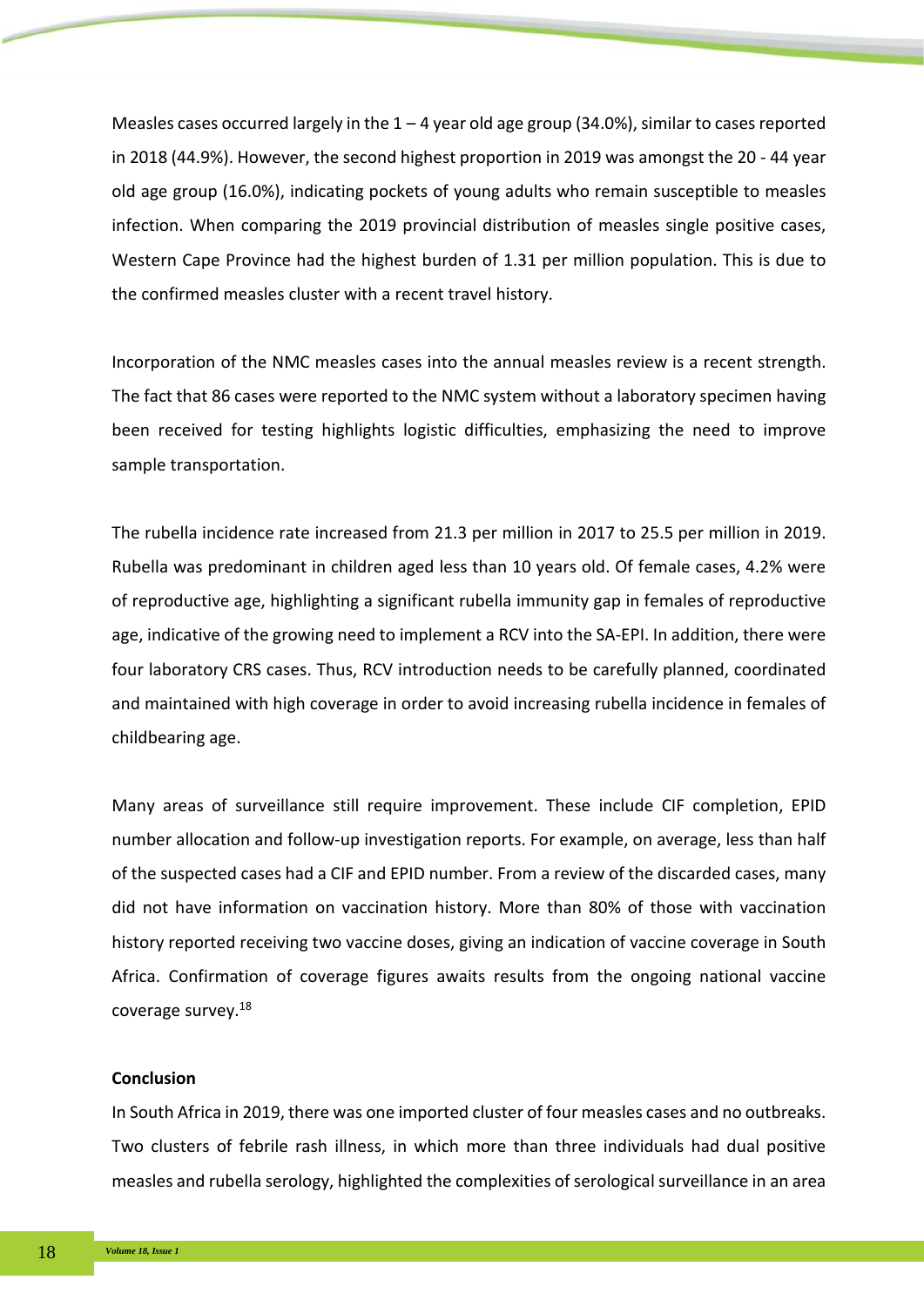Measles cases occurred largely in the 1 – 4 year old age group (34.0%), similar to cases reported in 2018 (44.9%). However, the second highest proportion in 2019 was amongst the 20 - 44 year old age group (16.0%), indicating pockets of young adults who remain susceptible to measles infection. When comparing the 2019 provincial distribution of measles single positive cases, Western Cape Province had the highest burden of 1.31 per million population. This is due to the confirmed measles cluster with a recent travel history.

Incorporation of the NMC measles cases into the annual measles review is a recent strength. The fact that 86 cases were reported to the NMC system without a laboratory specimen having been received for testing highlights logistic difficulties, emphasizing the need to improve sample transportation.

The rubella incidence rate increased from 21.3 per million in 2017 to 25.5 per million in 2019. Rubella was predominant in children aged less than 10 years old. Of female cases, 4.2% were of reproductive age, highlighting a significant rubella immunity gap in females of reproductive age, indicative of the growing need to implement a RCV into the SA-EPI. In addition, there were four laboratory CRS cases. Thus, RCV introduction needs to be carefully planned, coordinated and maintained with high coverage in order to avoid increasing rubella incidence in females of childbearing age.

Many areas of surveillance still require improvement. These include CIF completion, EPID number allocation and follow-up investigation reports. For example, on average, less than half of the suspected cases had a CIF and EPID number. From a review of the discarded cases, many did not have information on vaccination history. More than 80% of those with vaccination history reported receiving two vaccine doses, giving an indication of vaccine coverage in South Africa. Confirmation of coverage figures awaits results from the ongoing national vaccine coverage survey.[18]

**Conclusion**

In South Africa in 2019, there was one imported cluster of four measles cases and no outbreaks. Two clusters of febrile rash illness, in which more than three individuals had dual positive measles and rubella serology, highlighted the complexities of serological surveillance in an area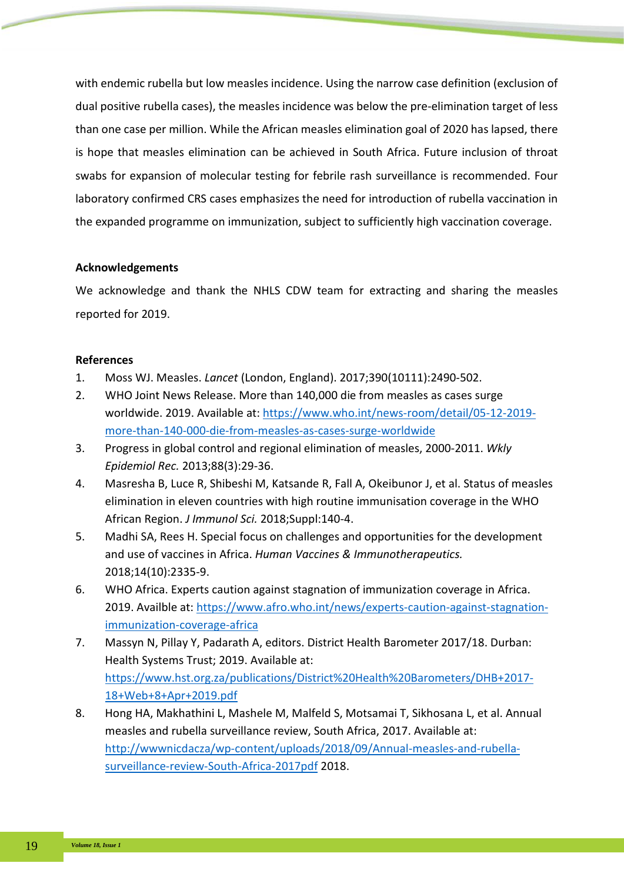with endemic rubella but low measles incidence. Using the narrow case definition (exclusion of dual positive rubella cases), the measles incidence was below the pre-elimination target of less than one case per million. While the African measles elimination goal of 2020 has lapsed, there is hope that measles elimination can be achieved in South Africa. Future inclusion of throat swabs for expansion of molecular testing for febrile rash surveillance is recommended. Four laboratory confirmed CRS cases emphasizes the need for introduction of rubella vaccination in the expanded programme on immunization, subject to sufficiently high vaccination coverage.

**Acknowledgements**

We acknowledge and thank the NHLS CDW team for extracting and sharing the measles reported for 2019.

**References**

1. Moss WJ. Measles. *Lancet* (London, England). 2017;390(10111):2490-502.
2. WHO Joint News Release. More than 140,000 die from measles as cases surge worldwide. 2019. Available at: https://www.who.int/news-room/detail/05-12-2019-more-than-140-000-die-from-measles-as-cases-surge-worldwide
3. Progress in global control and regional elimination of measles, 2000-2011. *Wkly Epidemiol Rec.* 2013;88(3):29-36.
4. Masresha B, Luce R, Shibeshi M, Katsande R, Fall A, Okeibunor J, et al. Status of measles elimination in eleven countries with high routine immunisation coverage in the WHO African Region. *J Immunol Sci.* 2018;Suppl:140-4.
5. Madhi SA, Rees H. Special focus on challenges and opportunities for the development and use of vaccines in Africa. *Human Vaccines & Immunotherapeutics.* 2018;14(10):2335-9.
6. WHO Africa. Experts caution against stagnation of immunization coverage in Africa. 2019. Availble at: https://www.afro.who.int/news/experts-caution-against-stagnation-immunization-coverage-africa
7. Massyn N, Pillay Y, Padarath A, editors. District Health Barometer 2017/18. Durban: Health Systems Trust; 2019. Available at: https://www.hst.org.za/publications/District%20Health%20Barometers/DHB+2017-18+Web+8+Apr+2019.pdf
8. Hong HA, Makhathini L, Mashele M, Malfeld S, Motsamai T, Sikhosana L, et al. Annual measles and rubella surveillance review, South Africa, 2017. Available at: http://wwwnicdacza/wp-content/uploads/2018/09/Annual-measles-and-rubella-surveillance-review-South-Africa-2017pdf 2018.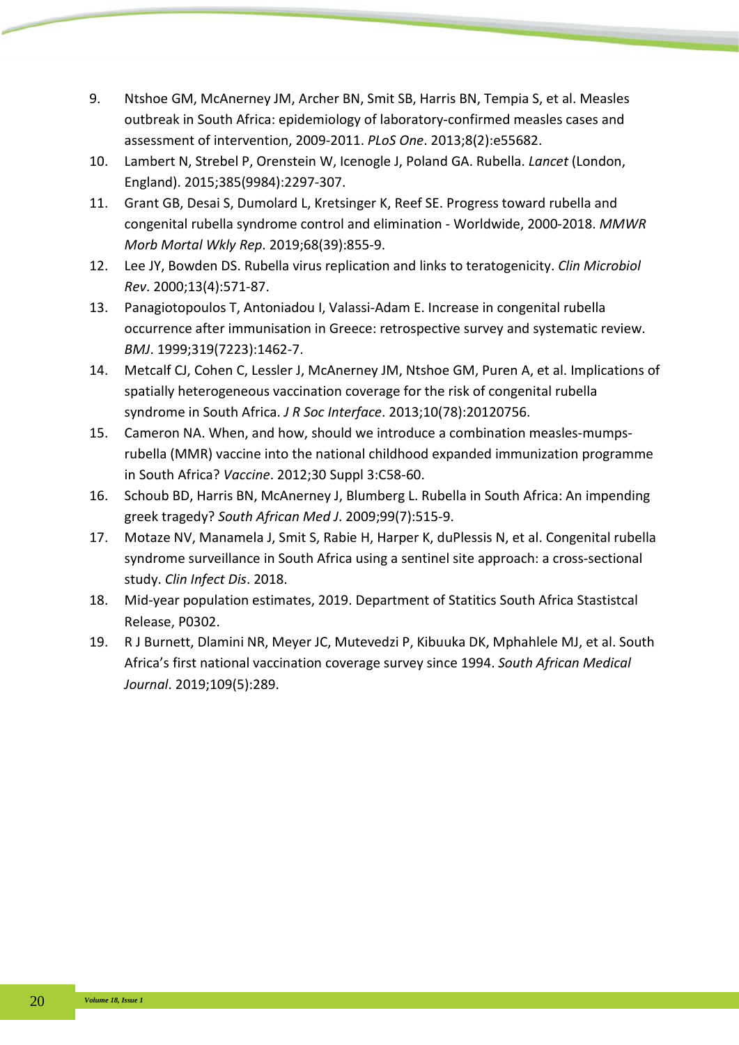9. Ntshoe GM, McAnerney JM, Archer BN, Smit SB, Harris BN, Tempia S, et al. Measles outbreak in South Africa: epidemiology of laboratory-confirmed measles cases and assessment of intervention, 2009-2011. *PLoS One*. 2013;8(2):e55682.
10. Lambert N, Strebel P, Orenstein W, Icenogle J, Poland GA. Rubella. *Lancet* (London, England). 2015;385(9984):2297-307.
11. Grant GB, Desai S, Dumolard L, Kretsinger K, Reef SE. Progress toward rubella and congenital rubella syndrome control and elimination - Worldwide, 2000-2018. *MMWR Morb Mortal Wkly Rep*. 2019;68(39):855-9.
12. Lee JY, Bowden DS. Rubella virus replication and links to teratogenicity. *Clin Microbiol Rev*. 2000;13(4):571-87.
13. Panagiotopoulos T, Antoniadou I, Valassi-Adam E. Increase in congenital rubella occurrence after immunisation in Greece: retrospective survey and systematic review. *BMJ*. 1999;319(7223):1462-7.
14. Metcalf CJ, Cohen C, Lessler J, McAnerney JM, Ntshoe GM, Puren A, et al. Implications of spatially heterogeneous vaccination coverage for the risk of congenital rubella syndrome in South Africa. *J R Soc Interface*. 2013;10(78):20120756.
15. Cameron NA. When, and how, should we introduce a combination measles-mumps-rubella (MMR) vaccine into the national childhood expanded immunization programme in South Africa? *Vaccine*. 2012;30 Suppl 3:C58-60.
16. Schoub BD, Harris BN, McAnerney J, Blumberg L. Rubella in South Africa: An impending greek tragedy? *South African Med J*. 2009;99(7):515-9.
17. Motaze NV, Manamela J, Smit S, Rabie H, Harper K, duPlessis N, et al. Congenital rubella syndrome surveillance in South Africa using a sentinel site approach: a cross-sectional study. *Clin Infect Dis*. 2018.
18. Mid-year population estimates, 2019. Department of Statitics South Africa Staststical Release, P0302.
19. R J Burnett, Dlamini NR, Meyer JC, Mutevedzi P, Kibuuka DK, Mphahlele MJ, et al. South Africa's first national vaccination coverage survey since 1994. *South African Medical Journal*. 2019;109(5):289.